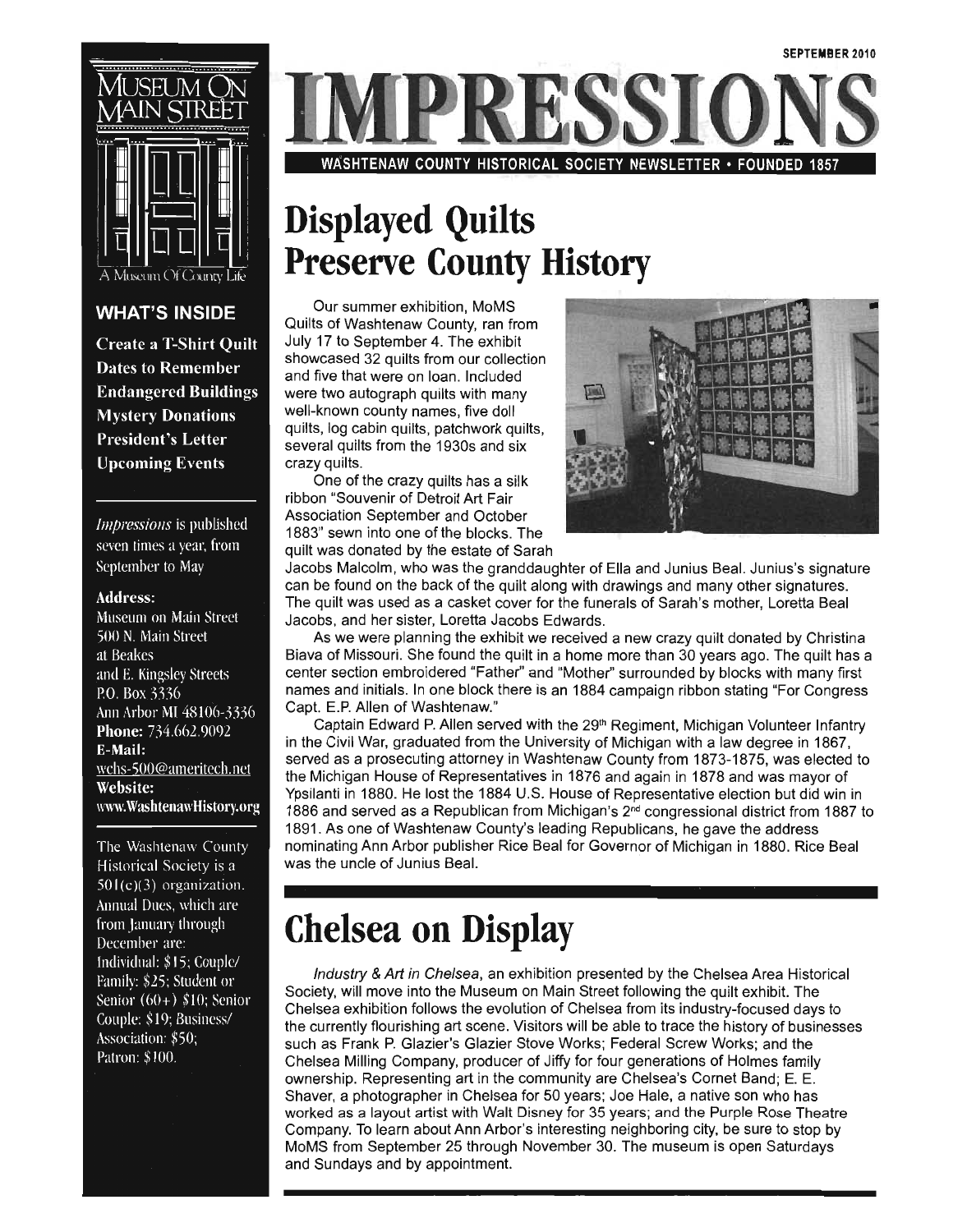SEPTEMBER 2010

# IMPRESSIONS

WASHTENAW COUNTY HISTORICAL SOCIETY NEWSLETTER • FOUNDED 1857

MUSEUM ON MAIN STREET

A Museum Of County Life

## WHAT'S INSIDE

**Create a T-Shirt Quilt**
**Dates to Remember**
**Endangered Buildings**
**Mystery Donations**
**President's Letter**
**Upcoming Events**

*Impressions* is published seven times a year, from September to May

**Address:**
Museum on Main Street
500 N. Main Street
at Beakes
and E. Kingsley Streets
P.O. Box 3336
Ann Arbor MI 48106-3336
**Phone:** 734.662.9092
**E-Mail:**
wchs-500@ameritech.net
**Website:**
www.WashtenawHistory.org

The Washtenaw County Historical Society is a 501(c)(3) organization. Annual Dues, which are from January through December are: Individual: $15; Couple/Family: $25; Student or Senior (60+) $10; Senior Couple: $19; Business/Association: $50; Patron: $100.

# Displayed Quilts Preserve County History

Our summer exhibition, MoMS Quilts of Washtenaw County, ran from July 17 to September 4. The exhibit showcased 32 quilts from our collection and five that were on loan. Included were two autograph quilts with many well-known county names, five doll quilts, log cabin quilts, patchwork quilts, several quilts from the 1930s and six crazy quilts.

One of the crazy quilts has a silk ribbon "Souvenir of Detroit Art Fair Association September and October 1883" sewn into one of the blocks. The quilt was donated by the estate of Sarah Jacobs Malcolm, who was the granddaughter of Ella and Junius Beal. Junius's signature can be found on the back of the quilt along with drawings and many other signatures. The quilt was used as a casket cover for the funerals of Sarah's mother, Loretta Beal Jacobs, and her sister, Loretta Jacobs Edwards.

As we were planning the exhibit we received a new crazy quilt donated by Christina Biava of Missouri. She found the quilt in a home more than 30 years ago. The quilt has a center section embroidered "Father" and "Mother" surrounded by blocks with many first names and initials. In one block there is an 1884 campaign ribbon stating "For Congress Capt. E.P. Allen of Washtenaw."

Captain Edward P. Allen served with the 29th Regiment, Michigan Volunteer Infantry in the Civil War, graduated from the University of Michigan with a law degree in 1867, served as a prosecuting attorney in Washtenaw County from 1873-1875, was elected to the Michigan House of Representatives in 1876 and again in 1878 and was mayor of Ypsilanti in 1880. He lost the 1884 U.S. House of Representative election but did win in 1886 and served as a Republican from Michigan's 2nd congressional district from 1887 to 1891. As one of Washtenaw County's leading Republicans, he gave the address nominating Ann Arbor publisher Rice Beal for Governor of Michigan in 1880. Rice Beal was the uncle of Junius Beal.

# Chelsea on Display

*Industry & Art in Chelsea*, an exhibition presented by the Chelsea Area Historical Society, will move into the Museum on Main Street following the quilt exhibit. The Chelsea exhibition follows the evolution of Chelsea from its industry-focused days to the currently flourishing art scene. Visitors will be able to trace the history of businesses such as Frank P. Glazier's Glazier Stove Works; Federal Screw Works; and the Chelsea Milling Company, producer of Jiffy for four generations of Holmes family ownership. Representing art in the community are Chelsea's Cornet Band; E. E. Shaver, a photographer in Chelsea for 50 years; Joe Hale, a native son who has worked as a layout artist with Walt Disney for 35 years; and the Purple Rose Theatre Company. To learn about Ann Arbor's interesting neighboring city, be sure to stop by MoMS from September 25 through November 30. The museum is open Saturdays and Sundays and by appointment.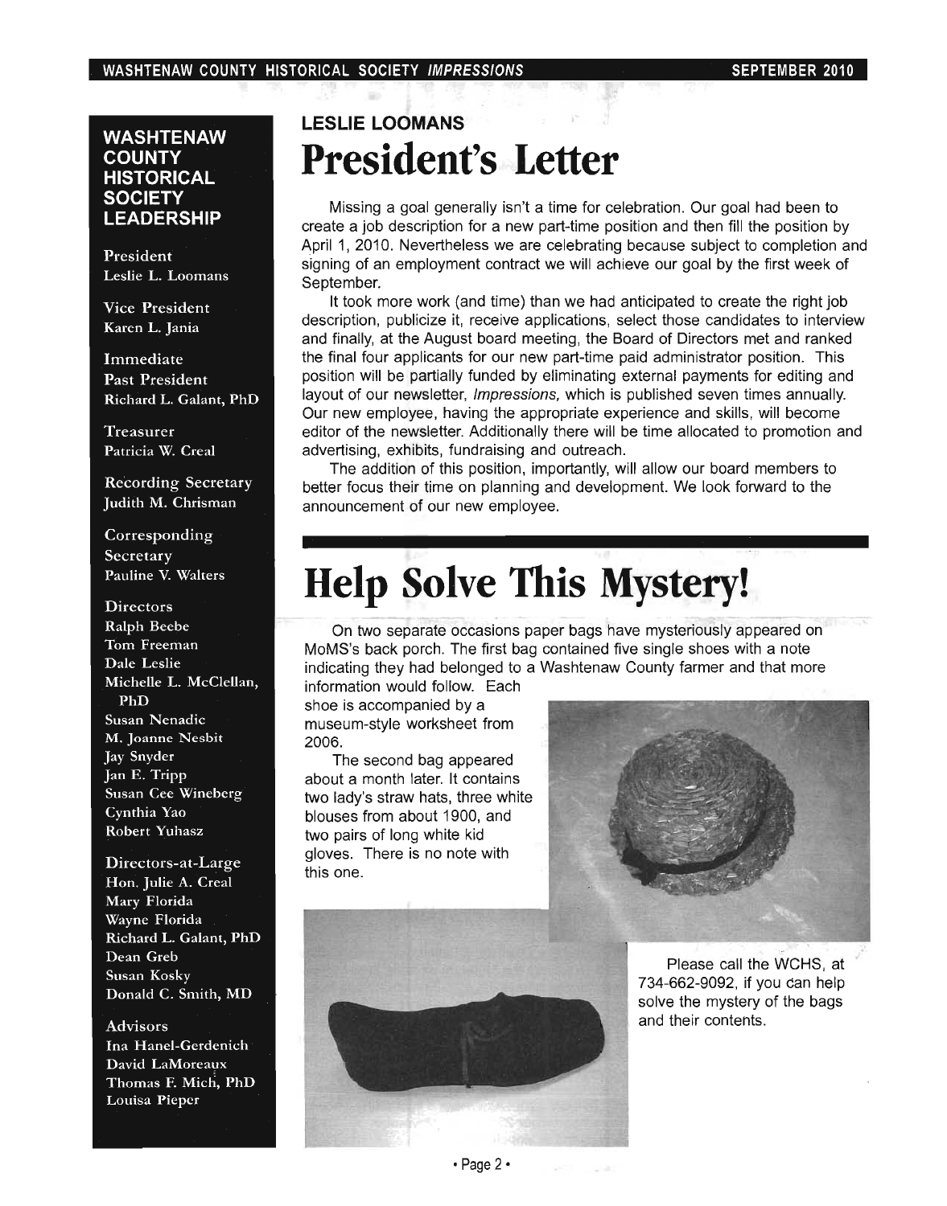## WASHTENAW COUNTY HISTORICAL SOCIETY LEADERSHIP

**President**
Leslie L. Loomans

**Vice President**
Karen L. Jania

**Immediate Past President**
Richard L. Galant, PhD

**Treasurer**
Patricia W. Creal

**Recording Secretary**
Judith M. Chrisman

**Corresponding Secretary**
Pauline V. Walters

**Directors**
Ralph Beebe
Tom Freeman
Dale Leslie
Michelle L. McClellan, PhD
Susan Nenadic
M. Joanne Nesbit
Jay Snyder
Jan E. Tripp
Susan Cee Wineberg
Cynthia Yao
Robert Yuhasz

**Directors-at-Large**
Hon. Julie A. Creal
Mary Florida
Wayne Florida
Richard L. Galant, PhD
Dean Greb
Susan Kosky
Donald C. Smith, MD

**Advisors**
Ina Hanel-Gerdenich
David LaMoreaux
Thomas F. Mich, PhD
Louisa Pieper

### LESLIE LOOMANS

# President's Letter

Missing a goal generally isn't a time for celebration. Our goal had been to create a job description for a new part-time position and then fill the position by April 1, 2010. Nevertheless we are celebrating because subject to completion and signing of an employment contract we will achieve our goal by the first week of September.

It took more work (and time) than we had anticipated to create the right job description, publicize it, receive applications, select those candidates to interview and finally, at the August board meeting, the Board of Directors met and ranked the final four applicants for our new part-time paid administrator position. This position will be partially funded by eliminating external payments for editing and layout of our newsletter, *Impressions,* which is published seven times annually. Our new employee, having the appropriate experience and skills, will become editor of the newsletter. Additionally there will be time allocated to promotion and advertising, exhibits, fundraising and outreach.

The addition of this position, importantly, will allow our board members to better focus their time on planning and development. We look forward to the announcement of our new employee.

# Help Solve This Mystery!

On two separate occasions paper bags have mysteriously appeared on MoMS's back porch. The first bag contained five single shoes with a note indicating they had belonged to a Washtenaw County farmer and that more information would follow. Each shoe is accompanied by a museum-style worksheet from 2006.

The second bag appeared about a month later. It contains two lady's straw hats, three white blouses from about 1900, and two pairs of long white kid gloves. There is no note with this one.

Please call the WCHS, at 734-662-9092, if you can help solve the mystery of the bags and their contents.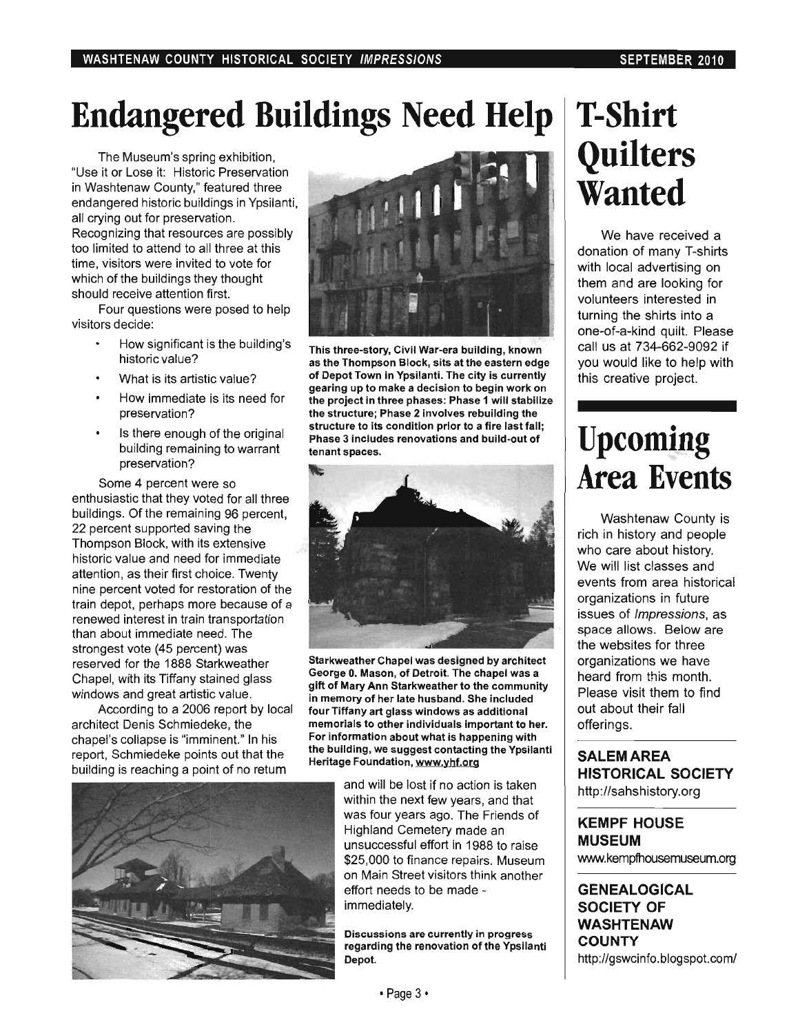# Endangered Buildings Need Help

The Museum's spring exhibition, "Use it or Lose it: Historic Preservation in Washtenaw County," featured three endangered historic buildings in Ypsilanti, all crying out for preservation. Recognizing that resources are possibly too limited to attend to all three at this time, visitors were invited to vote for which of the buildings they thought should receive attention first.

Four questions were posed to help visitors decide:

- How significant is the building's historic value?
- What is its artistic value?
- How immediate is its need for preservation?
- Is there enough of the original building remaining to warrant preservation?

Some 4 percent were so enthusiastic that they voted for all three buildings. Of the remaining 96 percent, 22 percent supported saving the Thompson Block, with its extensive historic value and need for immediate attention, as their first choice. Twenty nine percent voted for restoration of the train depot, perhaps more because of a renewed interest in train transportation than about immediate need. The strongest vote (45 percent) was reserved for the 1888 Starkweather Chapel, with its Tiffany stained glass windows and great artistic value.

According to a 2006 report by local architect Denis Schmiedeke, the chapel's collapse is "imminent." In his report, Schmiedeke points out that the building is reaching a point of no return and will be lost if no action is taken within the next few years, and that was four years ago. The Friends of Highland Cemetery made an unsuccessful effort in 1988 to raise $25,000 to finance repairs. Museum on Main Street visitors think another effort needs to be made - immediately.

**This three-story, Civil War-era building, known as the Thompson Block, sits at the eastern edge of Depot Town in Ypsilanti. The city is currently gearing up to make a decision to begin work on the project in three phases: Phase 1 will stabilize the structure; Phase 2 involves rebuilding the structure to its condition prior to a fire last fall; Phase 3 includes renovations and build-out of tenant spaces.**

**Starkweather Chapel was designed by architect George O. Mason, of Detroit. The chapel was a gift of Mary Ann Starkweather to the community in memory of her late husband. She included four Tiffany art glass windows as additional memorials to other individuals important to her. For information about what is happening with the building, we suggest contacting the Ypsilanti Heritage Foundation, www.yhf.org**

**Discussions are currently in progress regarding the renovation of the Ypsilanti Depot.**

# T-Shirt Quilters Wanted

We have received a donation of many T-shirts with local advertising on them and are looking for volunteers interested in turning the shirts into a one-of-a-kind quilt. Please call us at 734-662-9092 if you would like to help with this creative project.

# Upcoming Area Events

Washtenaw County is rich in history and people who care about history. We will list classes and events from area historical organizations in future issues of *Impressions*, as space allows. Below are the websites for three organizations we have heard from this month. Please visit them to find out about their fall offerings.

**SALEM AREA HISTORICAL SOCIETY**
http://sahshistory.org

**KEMPF HOUSE MUSEUM**
www.kempfhousemuseum.org

**GENEALOGICAL SOCIETY OF WASHTENAW COUNTY**
http://gswcinfo.blogspot.com/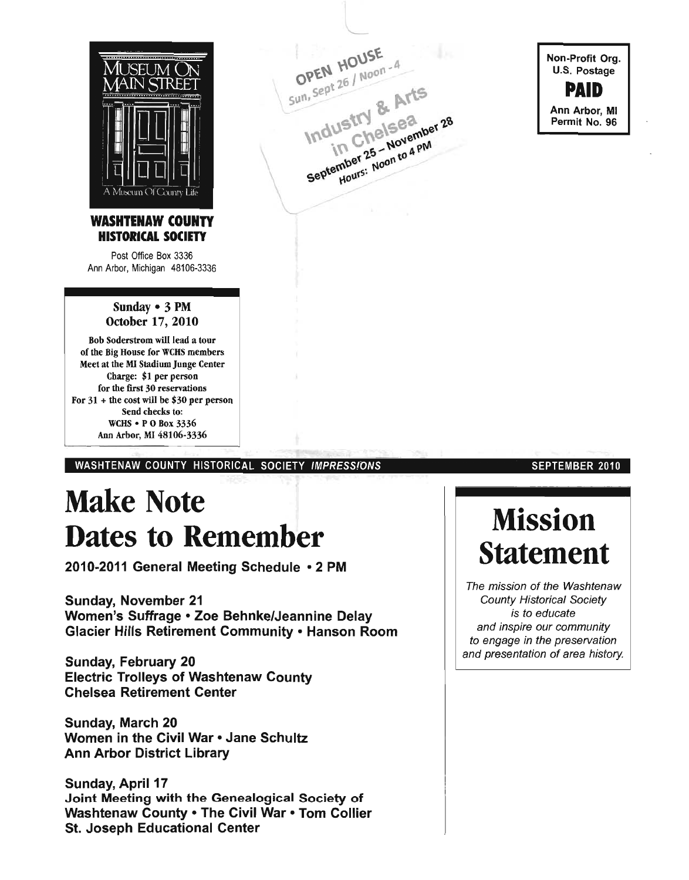MUSEUM ON MAIN STREET

A Museum Of County Life

**WASHTENAW COUNTY HISTORICAL SOCIETY**

Post Office Box 3336
Ann Arbor, Michigan 48106-3336

OPEN HOUSE
Sun, Sept 26 / Noon - 4

Industry & Arts in Chelsea
September 25 – November 28
Hours: Noon to 4 PM

Non-Profit Org.
U.S. Postage
**PAID**
Ann Arbor, MI
Permit No. 96

**Sunday • 3 PM**
**October 17, 2010**

**Bob Soderstrom will lead a tour of the Big House for WCHS members**
**Meet at the MI Stadium Junge Center**
**Charge: $1 per person for the first 30 reservations**
**For 31 + the cost will be $30 per person**
**Send checks to:**
**WCHS • P O Box 3336**
**Ann Arbor, MI 48106-3336**

WASHTENAW COUNTY HISTORICAL SOCIETY *IMPRESSIONS* SEPTEMBER 2010

# Make Note
# Dates to Remember

**2010-2011 General Meeting Schedule • 2 PM**

**Sunday, November 21**
**Women's Suffrage • Zoe Behnke/Jeannine Delay**
**Glacier Hills Retirement Community • Hanson Room**

**Sunday, February 20**
**Electric Trolleys of Washtenaw County**
**Chelsea Retirement Center**

**Sunday, March 20**
**Women in the Civil War • Jane Schultz**
**Ann Arbor District Library**

**Sunday, April 17**
**Joint Meeting with the Genealogical Society of Washtenaw County • The Civil War • Tom Collier**
**St. Joseph Educational Center**

# Mission Statement

*The mission of the Washtenaw County Historical Society is to educate and inspire our community to engage in the preservation and presentation of area history.*